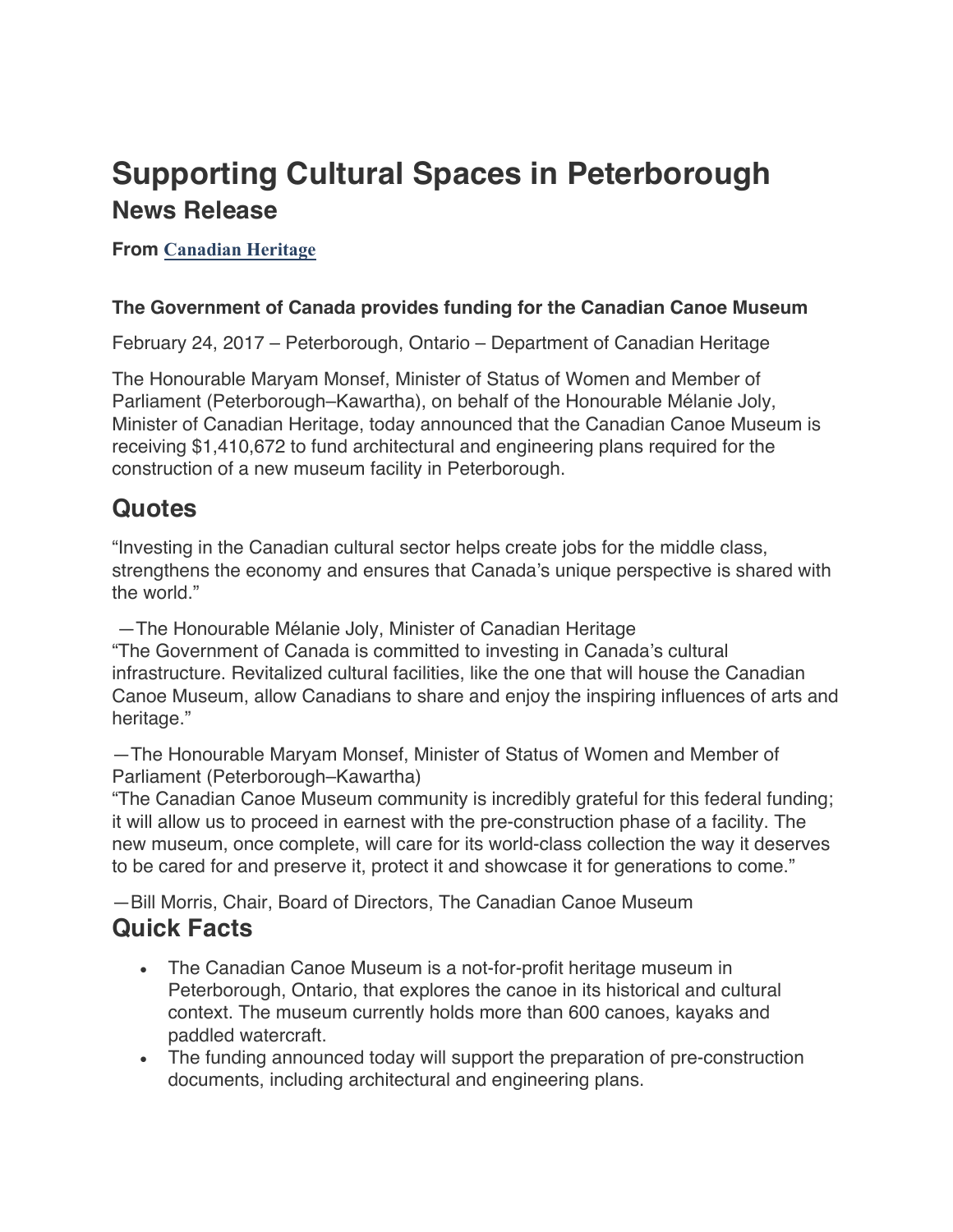# Supporting Cultural Spaces in Peterborough

## News Release

**From Canadian Heritage**

**The Government of Canada provides funding for the Canadian Canoe Museum**

February 24, 2017 – Peterborough, Ontario – Department of Canadian Heritage

The Honourable Maryam Monsef, Minister of Status of Women and Member of Parliament (Peterborough–Kawartha), on behalf of the Honourable Mélanie Joly, Minister of Canadian Heritage, today announced that the Canadian Canoe Museum is receiving $1,410,672 to fund architectural and engineering plans required for the construction of a new museum facility in Peterborough.

## Quotes

"Investing in the Canadian cultural sector helps create jobs for the middle class, strengthens the economy and ensures that Canada's unique perspective is shared with the world."

—The Honourable Mélanie Joly, Minister of Canadian Heritage

"The Government of Canada is committed to investing in Canada's cultural infrastructure. Revitalized cultural facilities, like the one that will house the Canadian Canoe Museum, allow Canadians to share and enjoy the inspiring influences of arts and heritage."

—The Honourable Maryam Monsef, Minister of Status of Women and Member of Parliament (Peterborough–Kawartha)

"The Canadian Canoe Museum community is incredibly grateful for this federal funding; it will allow us to proceed in earnest with the pre-construction phase of a facility. The new museum, once complete, will care for its world-class collection the way it deserves to be cared for and preserve it, protect it and showcase it for generations to come."

—Bill Morris, Chair, Board of Directors, The Canadian Canoe Museum

## Quick Facts

- The Canadian Canoe Museum is a not-for-profit heritage museum in Peterborough, Ontario, that explores the canoe in its historical and cultural context. The museum currently holds more than 600 canoes, kayaks and paddled watercraft.
- The funding announced today will support the preparation of pre-construction documents, including architectural and engineering plans.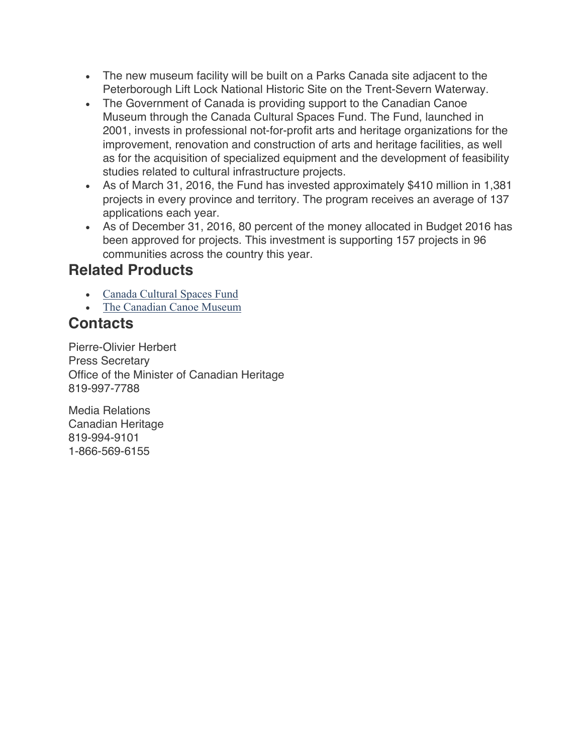- The new museum facility will be built on a Parks Canada site adjacent to the Peterborough Lift Lock National Historic Site on the Trent-Severn Waterway.
- The Government of Canada is providing support to the Canadian Canoe Museum through the Canada Cultural Spaces Fund. The Fund, launched in 2001, invests in professional not-for-profit arts and heritage organizations for the improvement, renovation and construction of arts and heritage facilities, as well as for the acquisition of specialized equipment and the development of feasibility studies related to cultural infrastructure projects.
- As of March 31, 2016, the Fund has invested approximately $410 million in 1,381 projects in every province and territory. The program receives an average of 137 applications each year.
- As of December 31, 2016, 80 percent of the money allocated in Budget 2016 has been approved for projects. This investment is supporting 157 projects in 96 communities across the country this year.

## Related Products

- Canada Cultural Spaces Fund
- The Canadian Canoe Museum

## Contacts

Pierre-Olivier Herbert
Press Secretary
Office of the Minister of Canadian Heritage
819-997-7788

Media Relations
Canadian Heritage
819-994-9101
1-866-569-6155